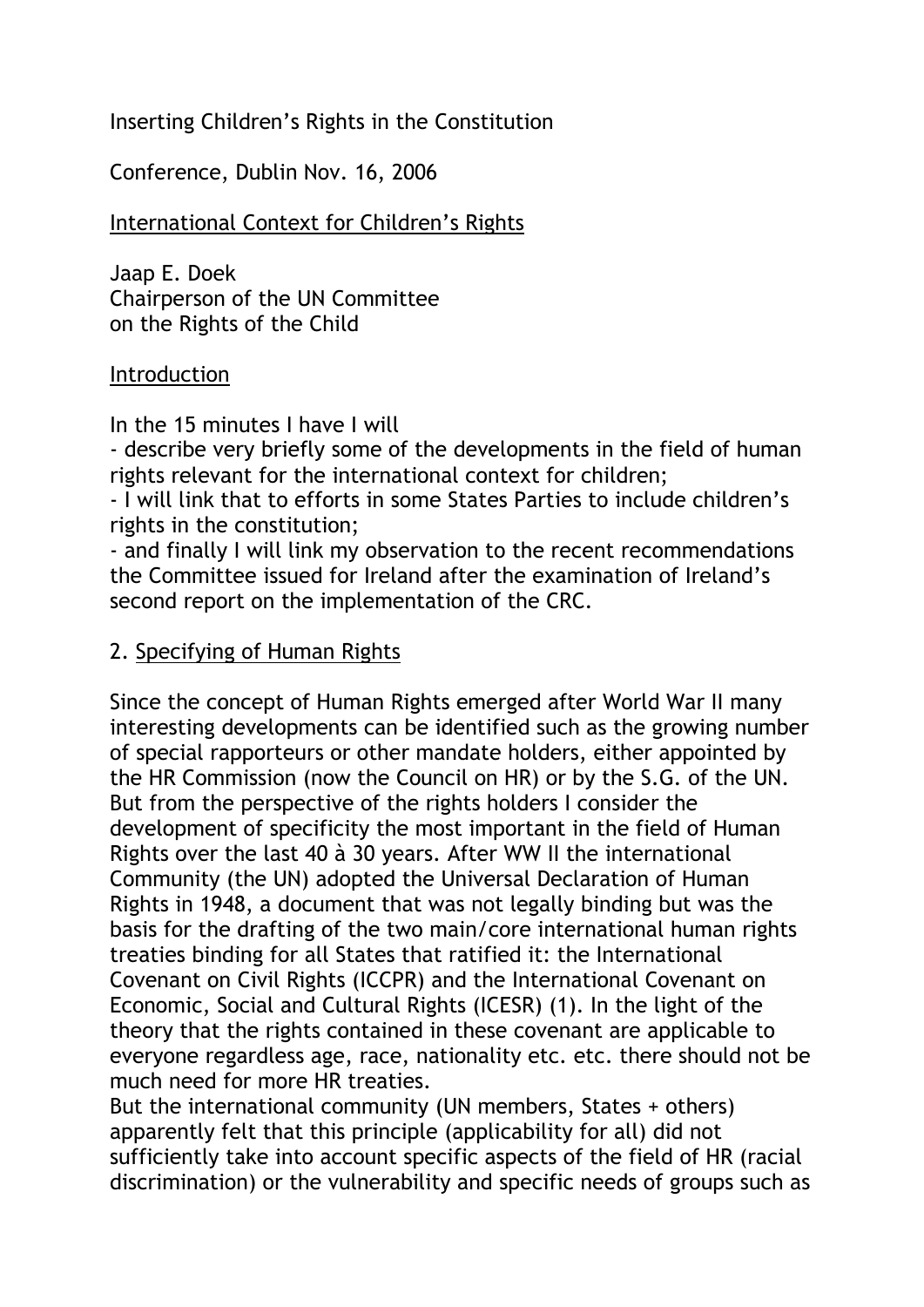Inserting Children's Rights in the Constitution

Conference, Dublin Nov. 16, 2006

<u>International Context for Children's Rights</u>

Jaap E. Doek
Chairperson of the UN Committee
on the Rights of the Child

## Introduction

In the 15 minutes I have I will

- describe very briefly some of the developments in the field of human rights relevant for the international context for children;
- I will link that to efforts in some States Parties to include children's rights in the constitution;
- and finally I will link my observation to the recent recommendations the Committee issued for Ireland after the examination of Ireland's second report on the implementation of the CRC.

## 2. Specifying of Human Rights

Since the concept of Human Rights emerged after World War II many interesting developments can be identified such as the growing number of special rapporteurs or other mandate holders, either appointed by the HR Commission (now the Council on HR) or by the S.G. of the UN. But from the perspective of the rights holders I consider the development of specificity the most important in the field of Human Rights over the last 40 à 30 years. After WW II the international Community (the UN) adopted the Universal Declaration of Human Rights in 1948, a document that was not legally binding but was the basis for the drafting of the two main/core international human rights treaties binding for all States that ratified it: the International Covenant on Civil Rights (ICCPR) and the International Covenant on Economic, Social and Cultural Rights (ICESR) (1). In the light of the theory that the rights contained in these covenant are applicable to everyone regardless age, race, nationality etc. etc. there should not be much need for more HR treaties.
But the international community (UN members, States + others) apparently felt that this principle (applicability for all) did not sufficiently take into account specific aspects of the field of HR (racial discrimination) or the vulnerability and specific needs of groups such as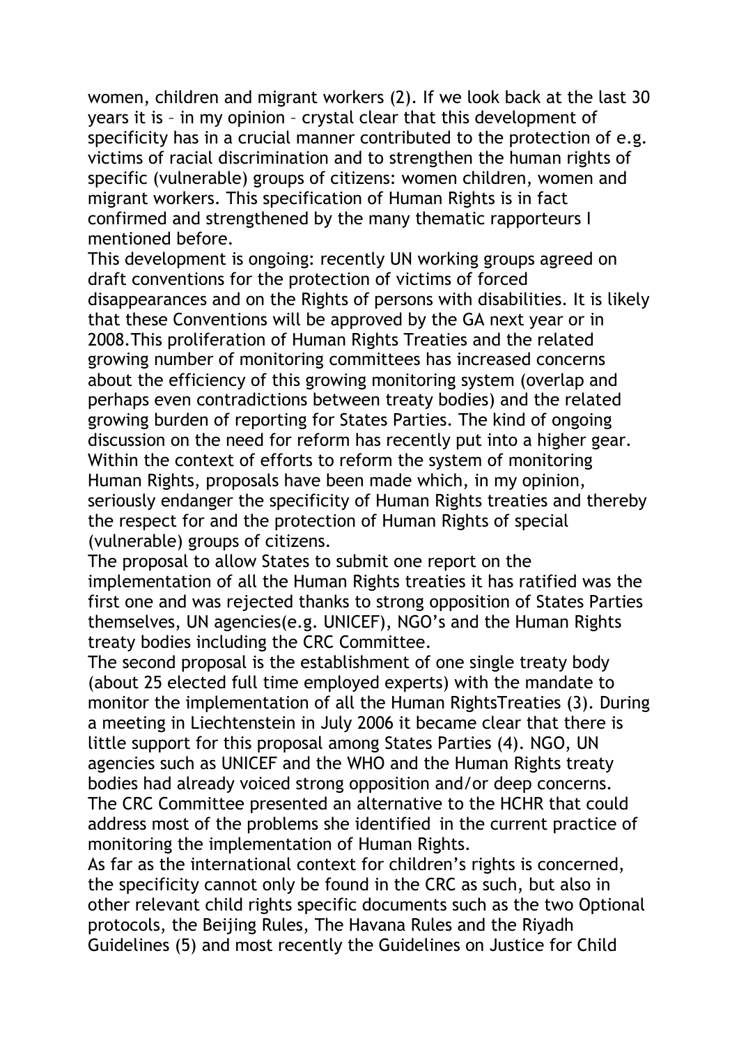women, children and migrant workers (2). If we look back at the last 30 years it is – in my opinion – crystal clear that this development of specificity has in a crucial manner contributed to the protection of e.g. victims of racial discrimination and to strengthen the human rights of specific (vulnerable) groups of citizens: women children, women and migrant workers. This specification of Human Rights is in fact confirmed and strengthened by the many thematic rapporteurs I mentioned before.

This development is ongoing: recently UN working groups agreed on draft conventions for the protection of victims of forced disappearances and on the Rights of persons with disabilities. It is likely that these Conventions will be approved by the GA next year or in 2008.This proliferation of Human Rights Treaties and the related growing number of monitoring committees has increased concerns about the efficiency of this growing monitoring system (overlap and perhaps even contradictions between treaty bodies) and the related growing burden of reporting for States Parties. The kind of ongoing discussion on the need for reform has recently put into a higher gear. Within the context of efforts to reform the system of monitoring Human Rights, proposals have been made which, in my opinion, seriously endanger the specificity of Human Rights treaties and thereby the respect for and the protection of Human Rights of special (vulnerable) groups of citizens.

The proposal to allow States to submit one report on the implementation of all the Human Rights treaties it has ratified was the first one and was rejected thanks to strong opposition of States Parties themselves, UN agencies(e.g. UNICEF), NGO's and the Human Rights treaty bodies including the CRC Committee.

The second proposal is the establishment of one single treaty body (about 25 elected full time employed experts) with the mandate to monitor the implementation of all the Human RightsTreaties (3). During a meeting in Liechtenstein in July 2006 it became clear that there is little support for this proposal among States Parties (4). NGO, UN agencies such as UNICEF and the WHO and the Human Rights treaty bodies had already voiced strong opposition and/or deep concerns. The CRC Committee presented an alternative to the HCHR that could address most of the problems she identified in the current practice of monitoring the implementation of Human Rights.

As far as the international context for children's rights is concerned, the specificity cannot only be found in the CRC as such, but also in other relevant child rights specific documents such as the two Optional protocols, the Beijing Rules, The Havana Rules and the Riyadh Guidelines (5) and most recently the Guidelines on Justice for Child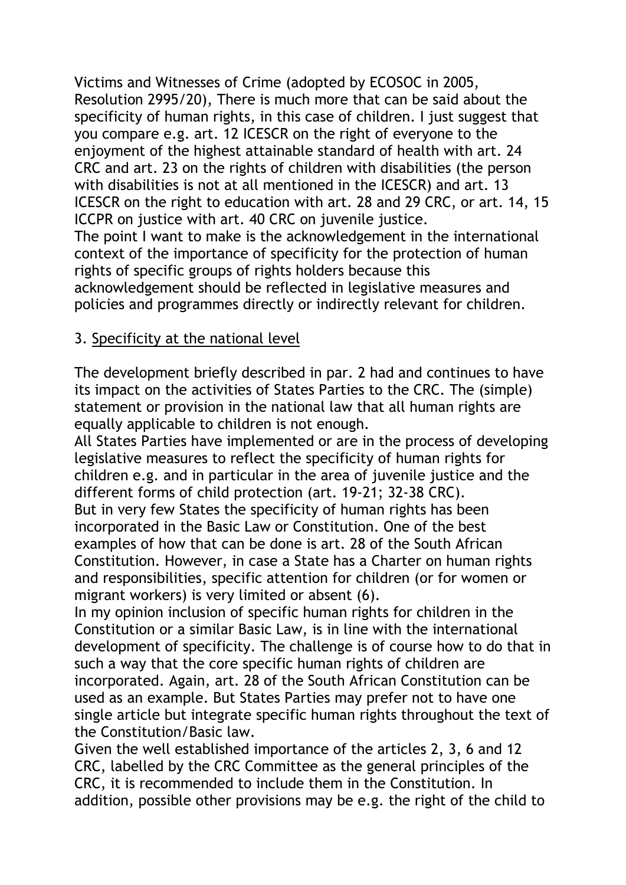Victims and Witnesses of Crime (adopted by ECOSOC in 2005, Resolution 2995/20), There is much more that can be said about the specificity of human rights, in this case of children. I just suggest that you compare e.g. art. 12 ICESCR on the right of everyone to the enjoyment of the highest attainable standard of health with art. 24 CRC and art. 23 on the rights of children with disabilities (the person with disabilities is not at all mentioned in the ICESCR) and art. 13 ICESCR on the right to education with art. 28 and 29 CRC, or art. 14, 15 ICCPR on justice with art. 40 CRC on juvenile justice.

The point I want to make is the acknowledgement in the international context of the importance of specificity for the protection of human rights of specific groups of rights holders because this acknowledgement should be reflected in legislative measures and policies and programmes directly or indirectly relevant for children.

## 3. Specificity at the national level

The development briefly described in par. 2 had and continues to have its impact on the activities of States Parties to the CRC. The (simple) statement or provision in the national law that all human rights are equally applicable to children is not enough.

All States Parties have implemented or are in the process of developing legislative measures to reflect the specificity of human rights for children e.g. and in particular in the area of juvenile justice and the different forms of child protection (art. 19-21; 32-38 CRC).

But in very few States the specificity of human rights has been incorporated in the Basic Law or Constitution. One of the best examples of how that can be done is art. 28 of the South African Constitution. However, in case a State has a Charter on human rights and responsibilities, specific attention for children (or for women or migrant workers) is very limited or absent (6).

In my opinion inclusion of specific human rights for children in the Constitution or a similar Basic Law, is in line with the international development of specificity. The challenge is of course how to do that in such a way that the core specific human rights of children are incorporated. Again, art. 28 of the South African Constitution can be used as an example. But States Parties may prefer not to have one single article but integrate specific human rights throughout the text of the Constitution/Basic law.

Given the well established importance of the articles 2, 3, 6 and 12 CRC, labelled by the CRC Committee as the general principles of the CRC, it is recommended to include them in the Constitution. In addition, possible other provisions may be e.g. the right of the child to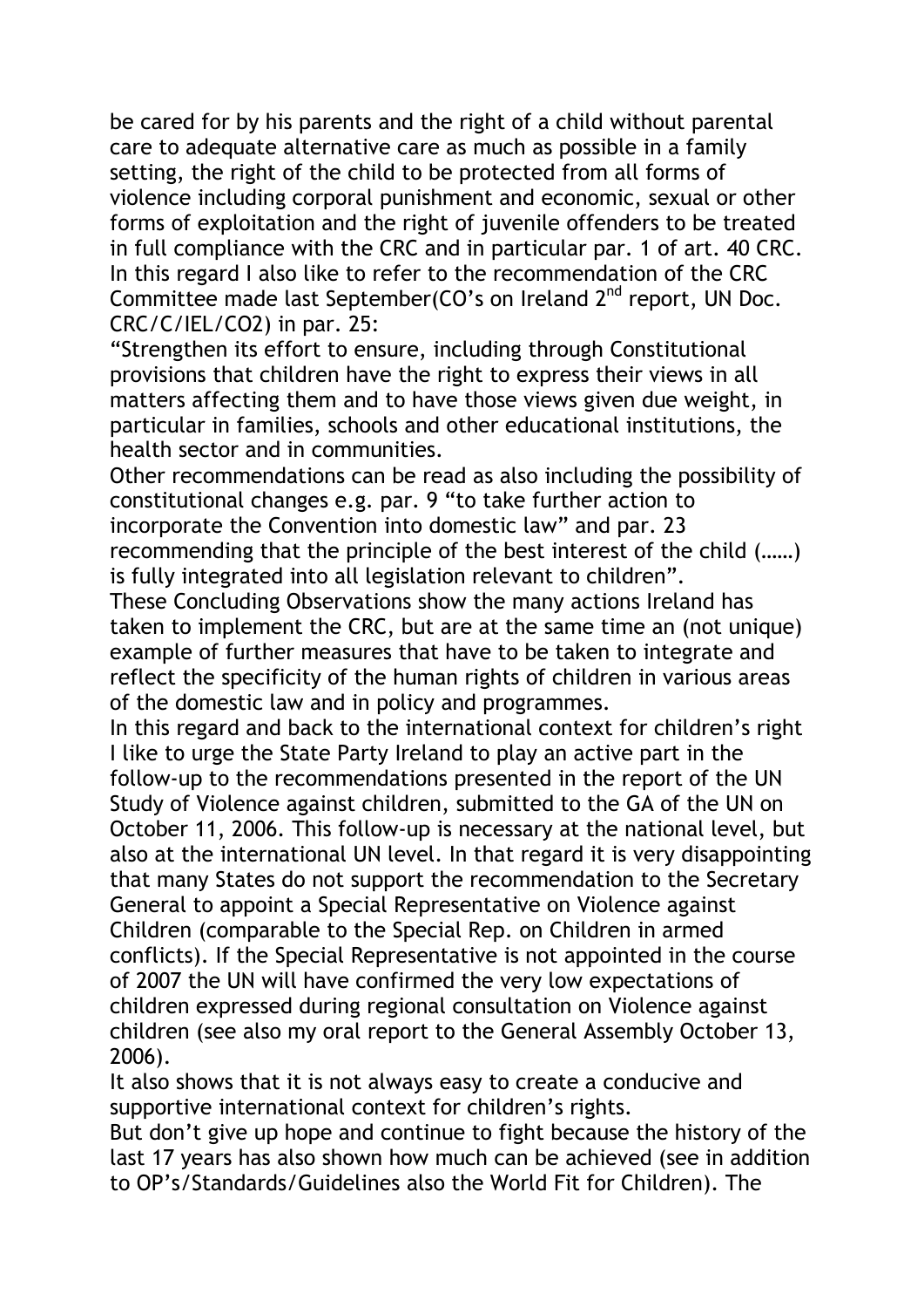be cared for by his parents and the right of a child without parental care to adequate alternative care as much as possible in a family setting, the right of the child to be protected from all forms of violence including corporal punishment and economic, sexual or other forms of exploitation and the right of juvenile offenders to be treated in full compliance with the CRC and in particular par. 1 of art. 40 CRC.

In this regard I also like to refer to the recommendation of the CRC Committee made last September(CO's on Ireland 2nd report, UN Doc. CRC/C/IEL/CO2) in par. 25:

"Strengthen its effort to ensure, including through Constitutional provisions that children have the right to express their views in all matters affecting them and to have those views given due weight, in particular in families, schools and other educational institutions, the health sector and in communities.

Other recommendations can be read as also including the possibility of constitutional changes e.g. par. 9 "to take further action to incorporate the Convention into domestic law" and par. 23 recommending that the principle of the best interest of the child (……) is fully integrated into all legislation relevant to children".

These Concluding Observations show the many actions Ireland has taken to implement the CRC, but are at the same time an (not unique) example of further measures that have to be taken to integrate and reflect the specificity of the human rights of children in various areas of the domestic law and in policy and programmes.

In this regard and back to the international context for children's right I like to urge the State Party Ireland to play an active part in the follow-up to the recommendations presented in the report of the UN Study of Violence against children, submitted to the GA of the UN on October 11, 2006. This follow-up is necessary at the national level, but also at the international UN level. In that regard it is very disappointing that many States do not support the recommendation to the Secretary General to appoint a Special Representative on Violence against Children (comparable to the Special Rep. on Children in armed conflicts). If the Special Representative is not appointed in the course of 2007 the UN will have confirmed the very low expectations of children expressed during regional consultation on Violence against children (see also my oral report to the General Assembly October 13, 2006).

It also shows that it is not always easy to create a conducive and supportive international context for children's rights.

But don't give up hope and continue to fight because the history of the last 17 years has also shown how much can be achieved (see in addition to OP's/Standards/Guidelines also the World Fit for Children). The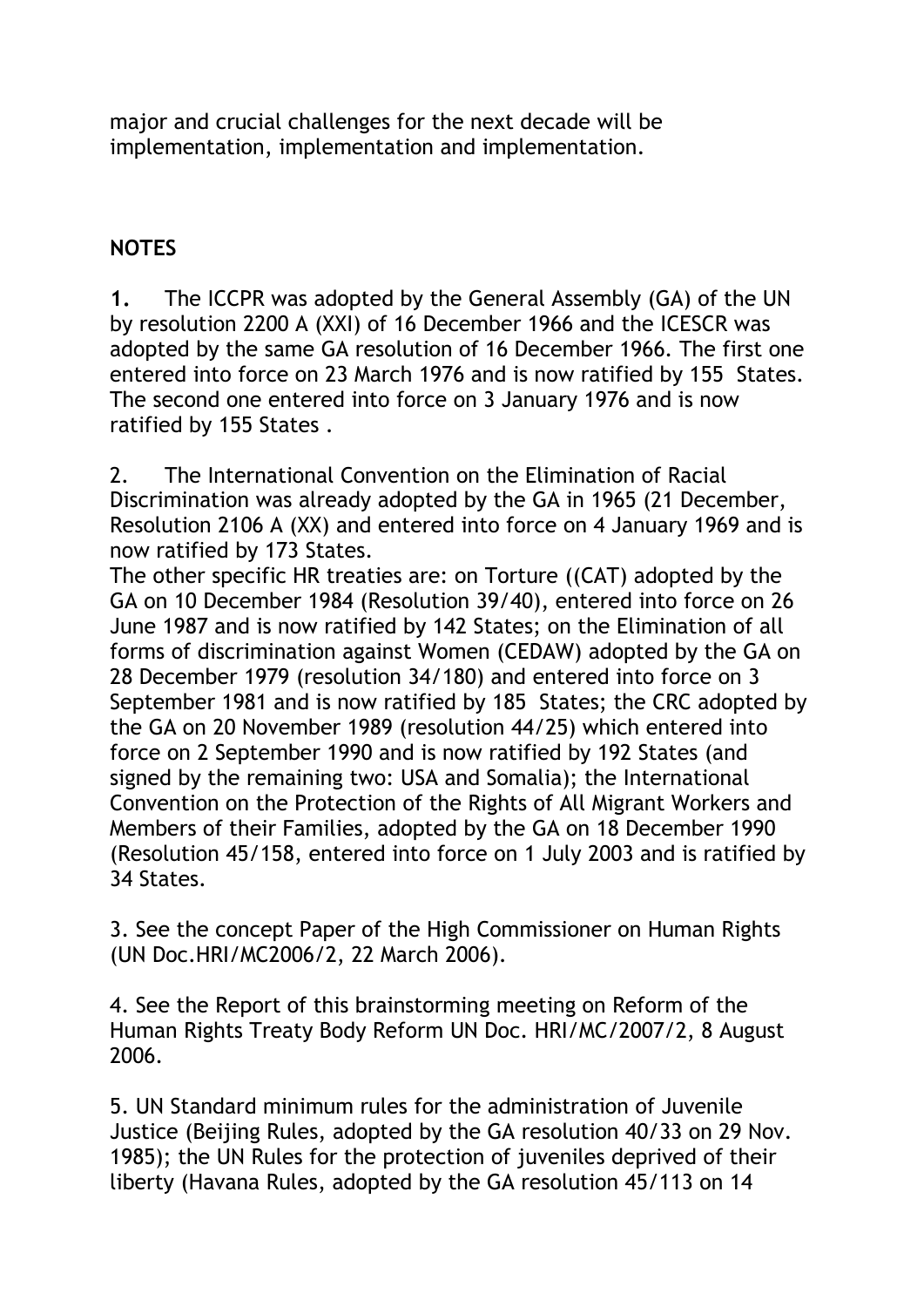major and crucial challenges for the next decade will be implementation, implementation and implementation.

**NOTES**

**1.** The ICCPR was adopted by the General Assembly (GA) of the UN by resolution 2200 A (XXI) of 16 December 1966 and the ICESCR was adopted by the same GA resolution of 16 December 1966. The first one entered into force on 23 March 1976 and is now ratified by 155 States. The second one entered into force on 3 January 1976 and is now ratified by 155 States .

2. The International Convention on the Elimination of Racial Discrimination was already adopted by the GA in 1965 (21 December, Resolution 2106 A (XX) and entered into force on 4 January 1969 and is now ratified by 173 States.

The other specific HR treaties are: on Torture ((CAT) adopted by the GA on 10 December 1984 (Resolution 39/40), entered into force on 26 June 1987 and is now ratified by 142 States; on the Elimination of all forms of discrimination against Women (CEDAW) adopted by the GA on 28 December 1979 (resolution 34/180) and entered into force on 3 September 1981 and is now ratified by 185 States; the CRC adopted by the GA on 20 November 1989 (resolution 44/25) which entered into force on 2 September 1990 and is now ratified by 192 States (and signed by the remaining two: USA and Somalia); the International Convention on the Protection of the Rights of All Migrant Workers and Members of their Families, adopted by the GA on 18 December 1990 (Resolution 45/158, entered into force on 1 July 2003 and is ratified by 34 States.

3. See the concept Paper of the High Commissioner on Human Rights (UN Doc.HRI/MC2006/2, 22 March 2006).

4. See the Report of this brainstorming meeting on Reform of the Human Rights Treaty Body Reform UN Doc. HRI/MC/2007/2, 8 August 2006.

5. UN Standard minimum rules for the administration of Juvenile Justice (Beijing Rules, adopted by the GA resolution 40/33 on 29 Nov. 1985); the UN Rules for the protection of juveniles deprived of their liberty (Havana Rules, adopted by the GA resolution 45/113 on 14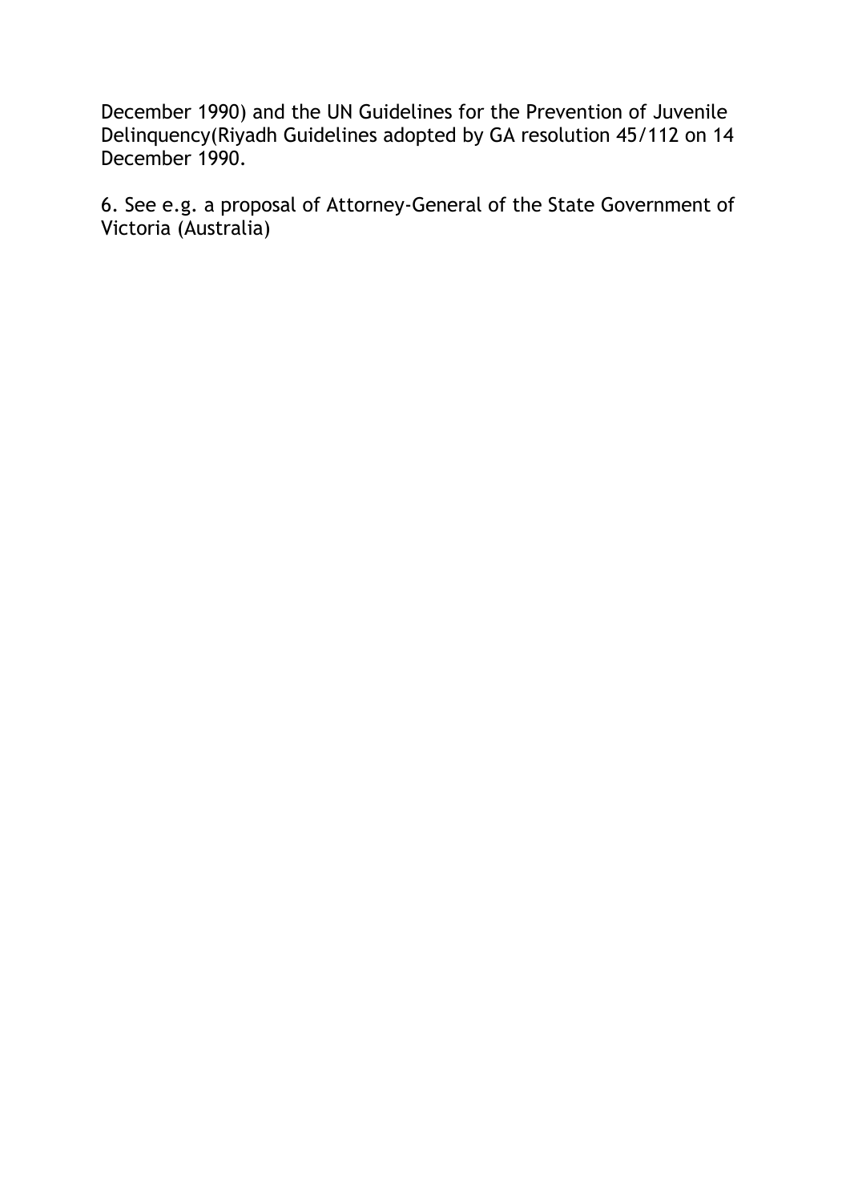December 1990) and the UN Guidelines for the Prevention of Juvenile Delinquency(Riyadh Guidelines adopted by GA resolution 45/112 on 14 December 1990.

6. See e.g. a proposal of Attorney-General of the State Government of Victoria (Australia)